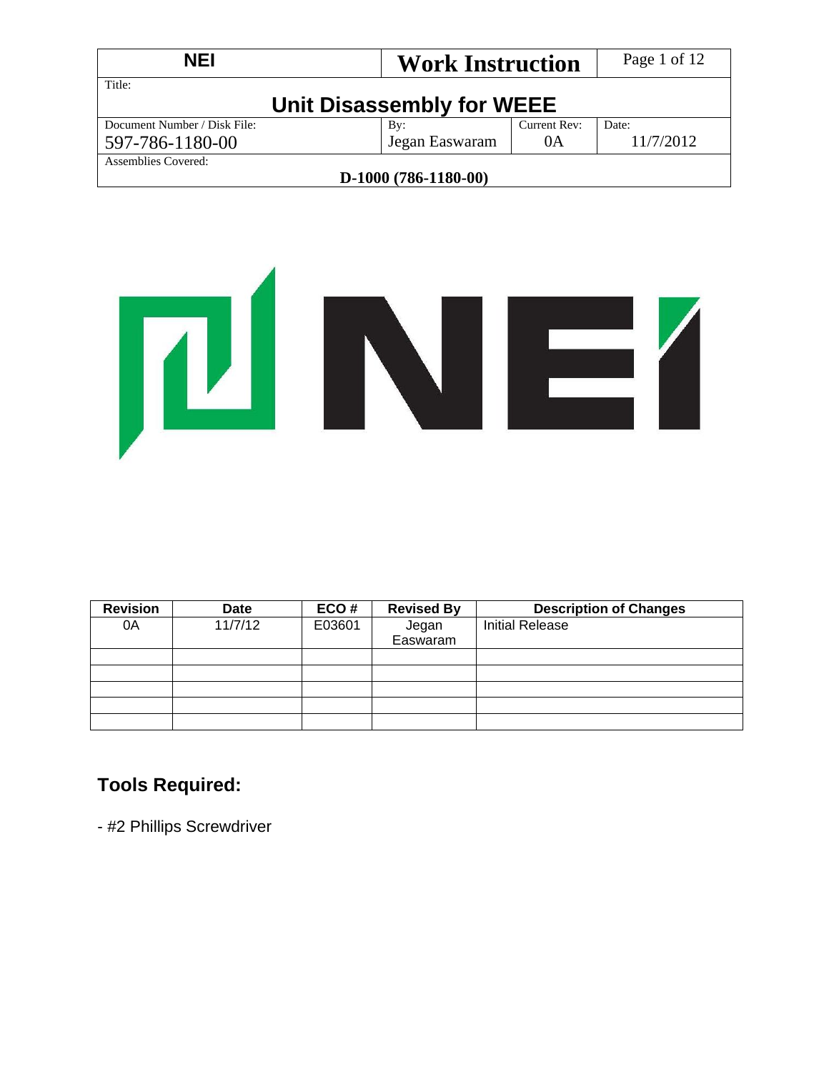| NEI | Work Instruction | | Page 1 of 12 |
|---|---|---|---|
| Title: **Unit Disassembly for WEEE** | | | |
| Document Number / Disk File: 597-786-1180-00 | By: Jegan Easwaram | Current Rev: 0A | Date: 11/7/2012 |
| Assemblies Covered: **D-1000 (786-1180-00)** | | | |

| Revision | Date | ECO # | Revised By | Description of Changes |
|---|---|---|---|---|
| 0A | 11/7/12 | E03601 | Jegan Easwaram | Initial Release |
| | | | | |
| | | | | |
| | | | | |
| | | | | |
| | | | | |

## Tools Required:

- #2 Phillips Screwdriver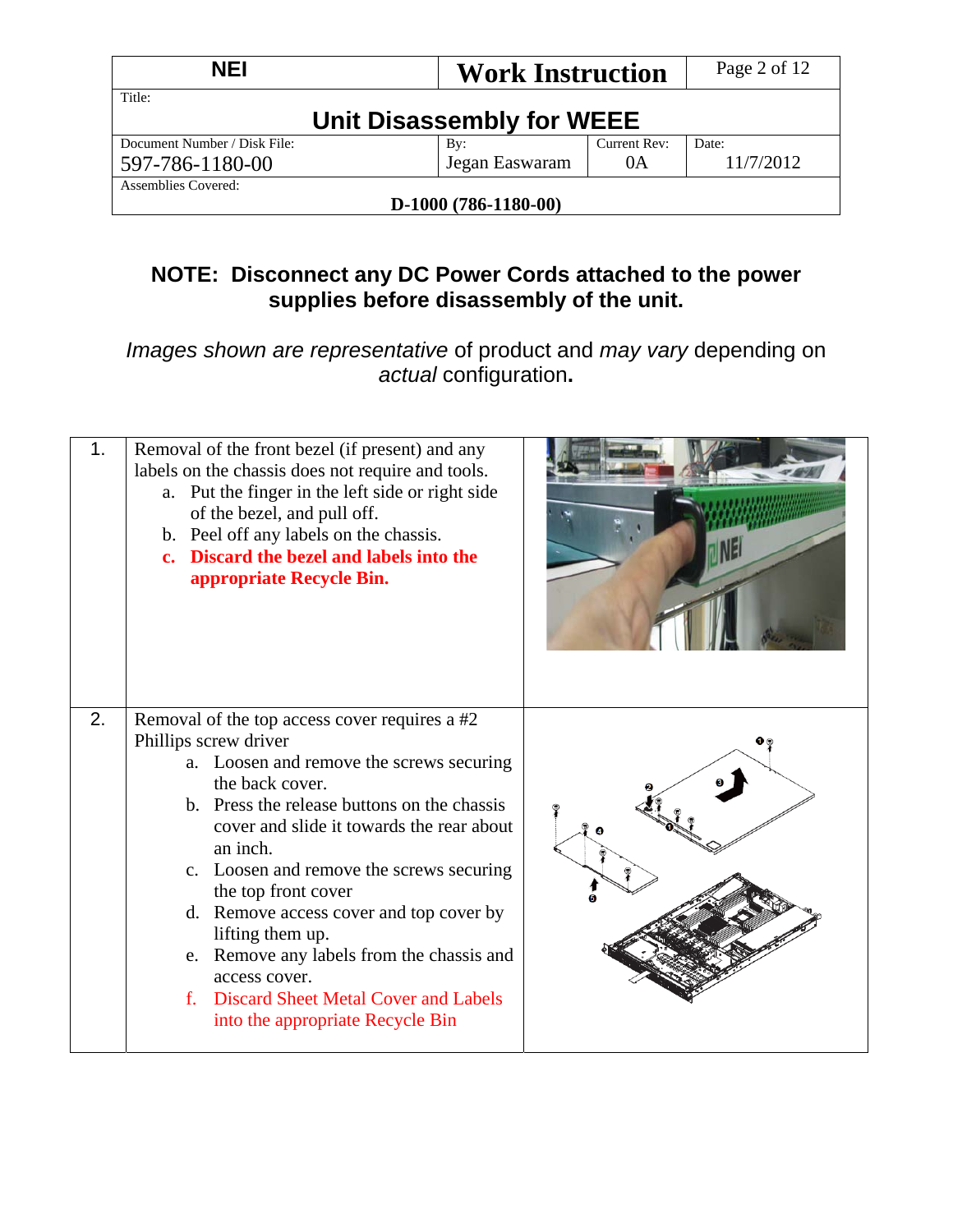| NEI | Work Instruction | | Page 2 of 12 |
|---|---|---|---|
| Title: **Unit Disassembly for WEEE** | | | |
| Document Number / Disk File: 597-786-1180-00 | By: Jegan Easwaram | Current Rev: 0A | Date: 11/7/2012 |
| Assemblies Covered: **D-1000 (786-1180-00)** | | | |

**NOTE: Disconnect any DC Power Cords attached to the power supplies before disassembly of the unit.**

*Images shown are representative* of product and *may vary* depending on *actual* configuration**.**

| | | |
|---|---|---|
| 1. | Removal of the front bezel (if present) and any labels on the chassis does not require and tools.<br>a. Put the finger in the left side or right side of the bezel, and pull off.<br>b. Peel off any labels on the chassis.<br>**c. Discard the bezel and labels into the appropriate Recycle Bin.** | |
| 2. | Removal of the top access cover requires a #2 Phillips screw driver<br>a. Loosen and remove the screws securing the back cover.<br>b. Press the release buttons on the chassis cover and slide it towards the rear about an inch.<br>c. Loosen and remove the screws securing the top front cover<br>d. Remove access cover and top cover by lifting them up.<br>e. Remove any labels from the chassis and access cover.<br>f. Discard Sheet Metal Cover and Labels into the appropriate Recycle Bin | |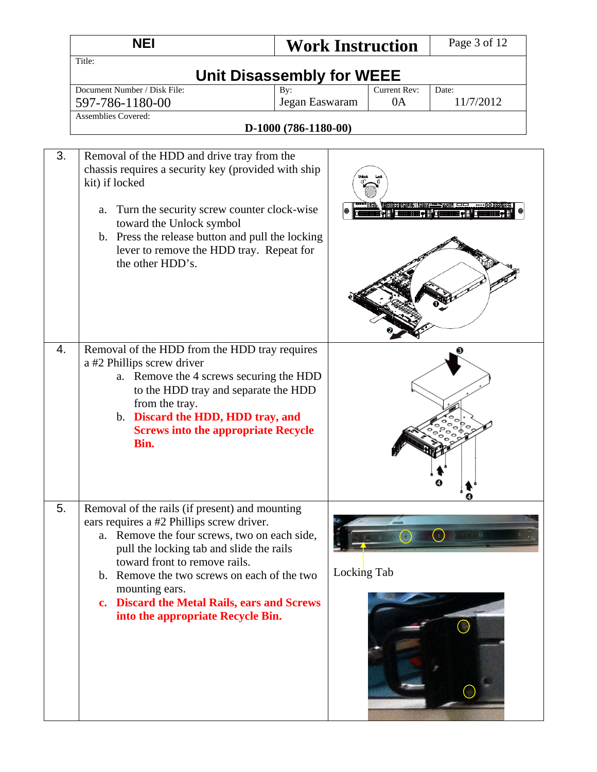| NEI | Work Instruction | |
|---|---|---|
| Title: **Unit Disassembly for WEEE** | | |
| Document Number / Disk File: 597-786-1180-00 | By: Jegan Easwaram | Current Rev: 0A | Date: 11/7/2012 |
| Assemblies Covered: **D-1000 (786-1180-00)** | | |

| Step | Instruction | Illustration |
|---|---|---|
| 3. | Removal of the HDD and drive tray from the chassis requires a security key (provided with ship kit) if locked<br><br>a. Turn the security screw counter clock-wise toward the Unlock symbol<br>b. Press the release button and pull the locking lever to remove the HDD tray. Repeat for the other HDD's. | |
| 4. | Removal of the HDD from the HDD tray requires a #2 Phillips screw driver<br>a. Remove the 4 screws securing the HDD to the HDD tray and separate the HDD from the tray.<br>b. **Discard the HDD, HDD tray, and Screws into the appropriate Recycle Bin.** | |
| 5. | Removal of the rails (if present) and mounting ears requires a #2 Phillips screw driver.<br>a. Remove the four screws, two on each side, pull the locking tab and slide the rails toward front to remove rails.<br>b. Remove the two screws on each of the two mounting ears.<br>**c. Discard the Metal Rails, ears and Screws into the appropriate Recycle Bin.** | Locking Tab |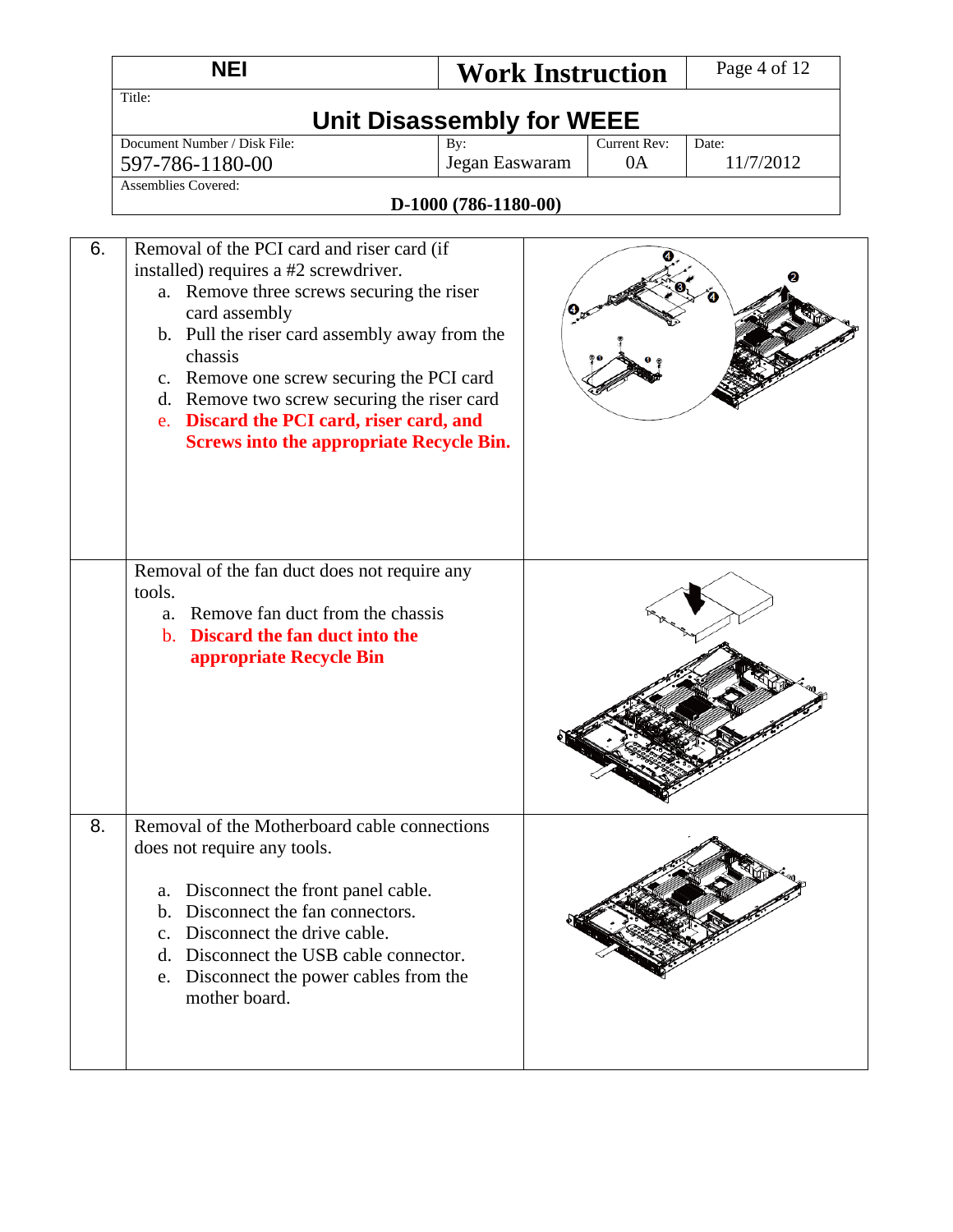| NEI | Work Instruction | Page 4 of 12 |
|---|---|---|
| Title: **Unit Disassembly for WEEE** | | |
| Document Number / Disk File: 597-786-1180-00 | By: Jegan Easwaram | Current Rev: 0A | Date: 11/7/2012 |
| Assemblies Covered: **D-1000 (786-1180-00)** | | |

| Step | Instruction | |
|---|---|---|
| 6. | Removal of the PCI card and riser card (if installed) requires a #2 screwdriver.<br>a. Remove three screws securing the riser card assembly<br>b. Pull the riser card assembly away from the chassis<br>c. Remove one screw securing the PCI card<br>d. Remove two screw securing the riser card<br>e. **Discard the PCI card, riser card, and Screws into the appropriate Recycle Bin.** | |
| | Removal of the fan duct does not require any tools.<br>a. Remove fan duct from the chassis<br>b. **Discard the fan duct into the appropriate Recycle Bin** | |
| 8. | Removal of the Motherboard cable connections does not require any tools.<br>a. Disconnect the front panel cable.<br>b. Disconnect the fan connectors.<br>c. Disconnect the drive cable.<br>d. Disconnect the USB cable connector.<br>e. Disconnect the power cables from the mother board. | |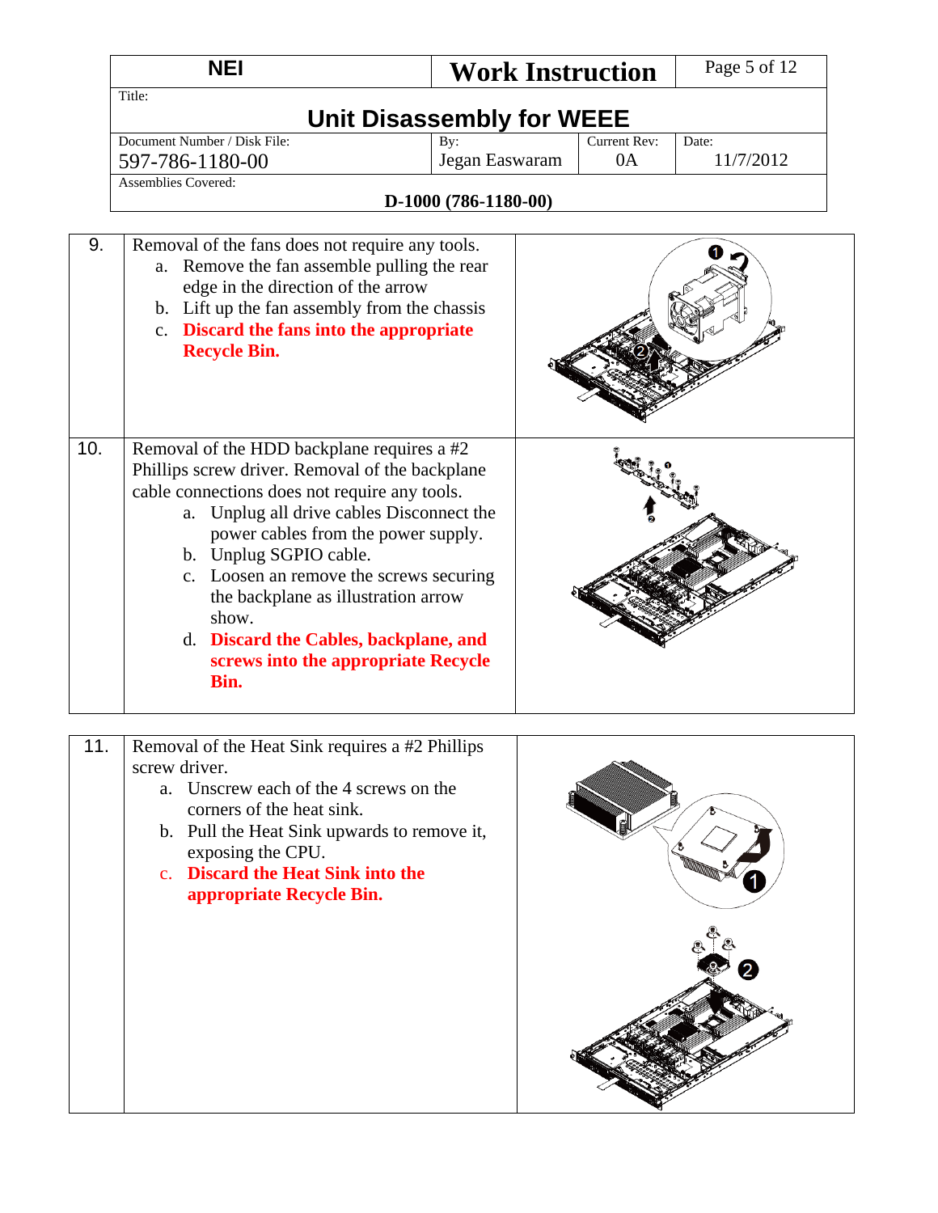| NEI | Work Instruction | |
|---|---|---|
| Title: **Unit Disassembly for WEEE** | | |
| Document Number / Disk File: 597-786-1180-00 | By: Jegan Easwaram | Current Rev: 0A | Date: 11/7/2012 |
| Assemblies Covered: **D-1000 (786-1180-00)** | | |

| Step | Instruction |
|---|---|
| 9. | Removal of the fans does not require any tools.<br>a. Remove the fan assemble pulling the rear edge in the direction of the arrow<br>b. Lift up the fan assembly from the chassis<br>c. **Discard the fans into the appropriate Recycle Bin.** |
| 10. | Removal of the HDD backplane requires a #2 Phillips screw driver. Removal of the backplane cable connections does not require any tools.<br>a. Unplug all drive cables Disconnect the power cables from the power supply.<br>b. Unplug SGPIO cable.<br>c. Loosen an remove the screws securing the backplane as illustration arrow show.<br>d. **Discard the Cables, backplane, and screws into the appropriate Recycle Bin.** |
| 11. | Removal of the Heat Sink requires a #2 Phillips screw driver.<br>a. Unscrew each of the 4 screws on the corners of the heat sink.<br>b. Pull the Heat Sink upwards to remove it, exposing the CPU.<br>c. **Discard the Heat Sink into the appropriate Recycle Bin.** |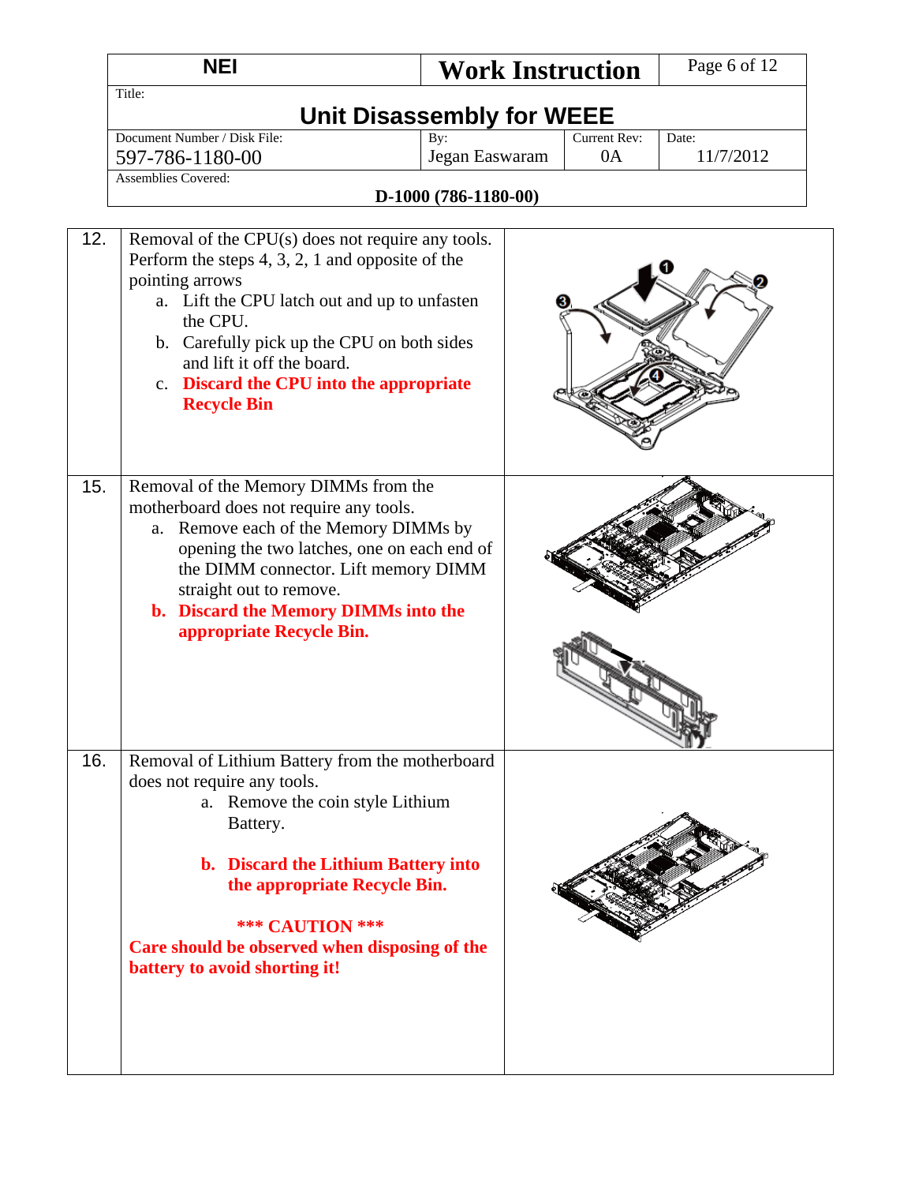| NEI | Work Instruction | |
|---|---|---|
| Title: **Unit Disassembly for WEEE** | | |
| Document Number / Disk File: 597-786-1180-00 | By: Jegan Easwaram | Current Rev: 0A | Date: 11/7/2012 |
| Assemblies Covered: **D-1000 (786-1180-00)** | | |

| | | |
|---|---|---|
| 12. | Removal of the CPU(s) does not require any tools. Perform the steps 4, 3, 2, 1 and opposite of the pointing arrows<br>a. Lift the CPU latch out and up to unfasten the CPU.<br>b. Carefully pick up the CPU on both sides and lift it off the board.<br>c. **Discard the CPU into the appropriate Recycle Bin** | |
| 15. | Removal of the Memory DIMMs from the motherboard does not require any tools.<br>a. Remove each of the Memory DIMMs by opening the two latches, one on each end of the DIMM connector. Lift memory DIMM straight out to remove.<br>**b. Discard the Memory DIMMs into the appropriate Recycle Bin.** | |
| 16. | Removal of Lithium Battery from the motherboard does not require any tools.<br>a. Remove the coin style Lithium Battery.<br>**b. Discard the Lithium Battery into the appropriate Recycle Bin.**<br>**\*\*\* CAUTION \*\*\***<br>**Care should be observed when disposing of the battery to avoid shorting it!** | |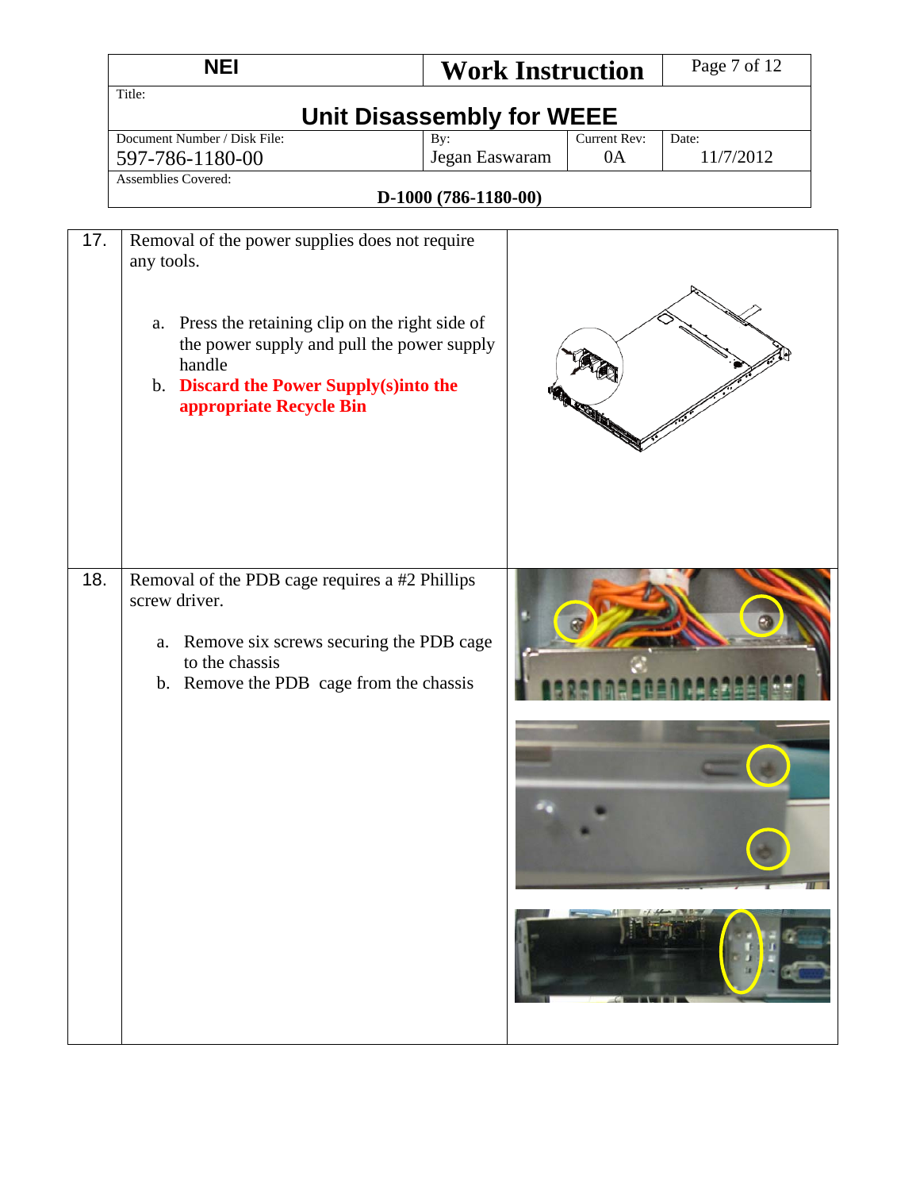| NEI | Work Instruction | |
|---|---|---|
| Title: **Unit Disassembly for WEEE** | | |
| Document Number / Disk File: 597-786-1180-00 | By: Jegan Easwaram | Current Rev: 0A | Date: 11/7/2012 |
| Assemblies Covered: **D-1000 (786-1180-00)** | | |

| | | |
|---|---|---|
| 17. | Removal of the power supplies does not require any tools.<br><br>a. Press the retaining clip on the right side of the power supply and pull the power supply handle<br>b. **Discard the Power Supply(s)into the appropriate Recycle Bin** | |
| 18. | Removal of the PDB cage requires a #2 Phillips screw driver.<br><br>a. Remove six screws securing the PDB cage to the chassis<br>b. Remove the PDB cage from the chassis | |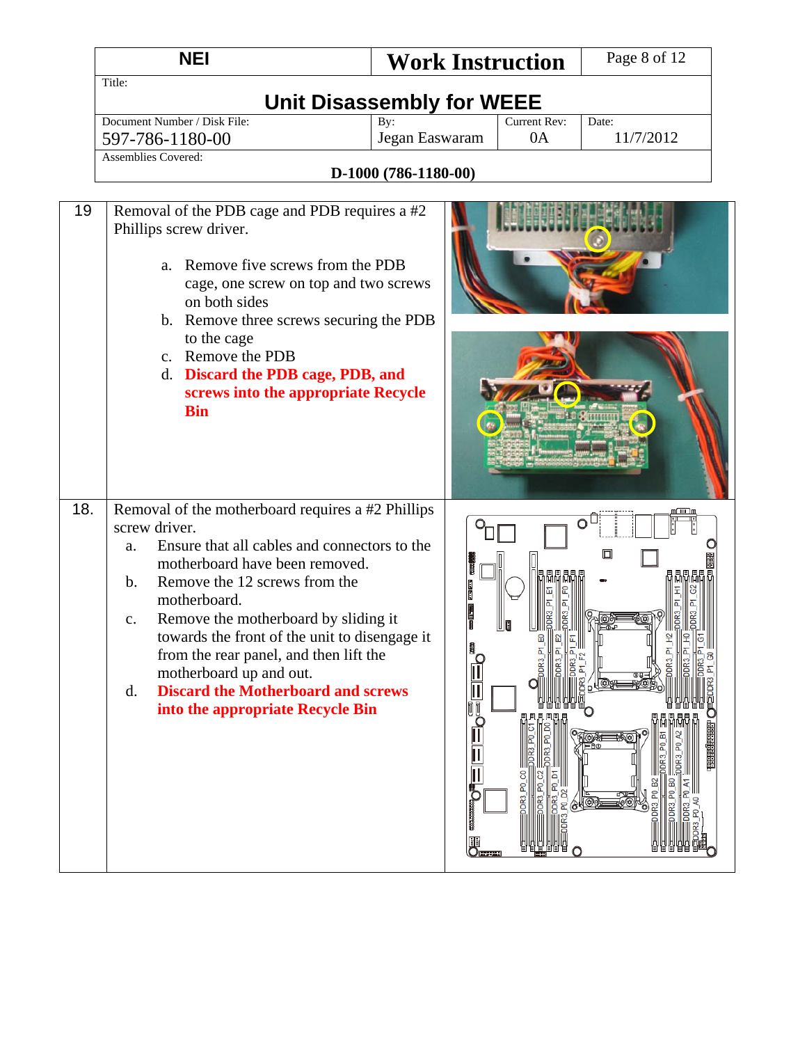| NEI | Work Instruction | |
|---|---|---|
| Title: **Unit Disassembly for WEEE** | | |
| Document Number / Disk File: 597-786-1180-00 | By: Jegan Easwaram | Current Rev: 0A | Date: 11/7/2012 |
| Assemblies Covered: **D-1000 (786-1180-00)** | | |

| Step | Instruction |
|---|---|
| 19 | Removal of the PDB cage and PDB requires a #2 Phillips screw driver.<br><br>a. Remove five screws from the PDB cage, one screw on top and two screws on both sides<br>b. Remove three screws securing the PDB to the cage<br>c. Remove the PDB<br>d. **Discard the PDB cage, PDB, and screws into the appropriate Recycle Bin** |
| 18. | Removal of the motherboard requires a #2 Phillips screw driver.<br>a. Ensure that all cables and connectors to the motherboard have been removed.<br>b. Remove the 12 screws from the motherboard.<br>c. Remove the motherboard by sliding it towards the front of the unit to disengage it from the rear panel, and then lift the motherboard up and out.<br>d. **Discard the Motherboard and screws into the appropriate Recycle Bin** |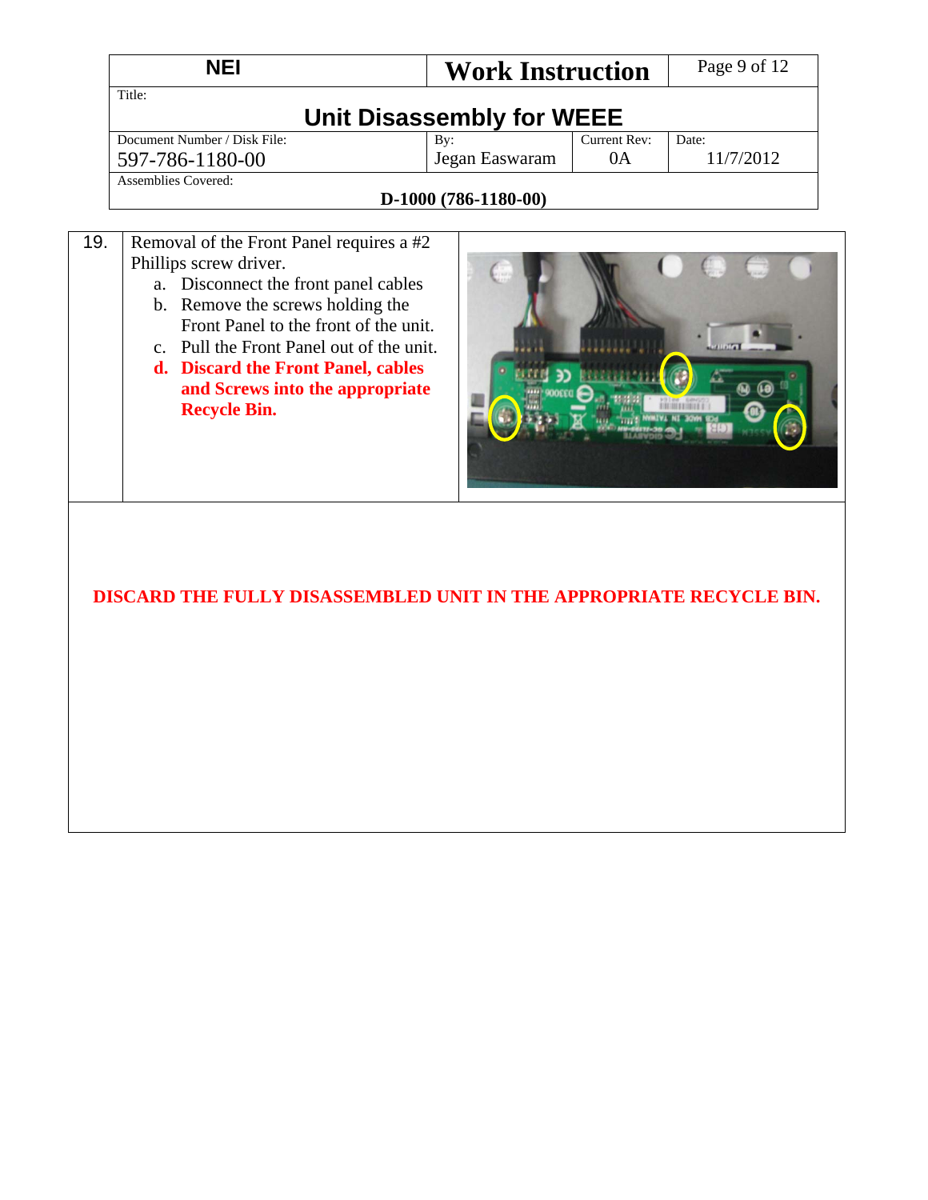| NEI | Work Instruction | |
|---|---|---|
| Title: **Unit Disassembly for WEEE** | | |
| Document Number / Disk File: 597-786-1180-00 | By: Jegan Easwaram | Current Rev: 0A | Date: 11/7/2012 |
| Assemblies Covered: **D-1000 (786-1180-00)** | | |

| | | |
|---|---|---|
| 19. | Removal of the Front Panel requires a #2 Phillips screw driver.<br>a. Disconnect the front panel cables<br>b. Remove the screws holding the Front Panel to the front of the unit.<br>c. Pull the Front Panel out of the unit.<br>**d. Discard the Front Panel, cables and Screws into the appropriate Recycle Bin.** | |

**DISCARD THE FULLY DISASSEMBLED UNIT IN THE APPROPRIATE RECYCLE BIN.**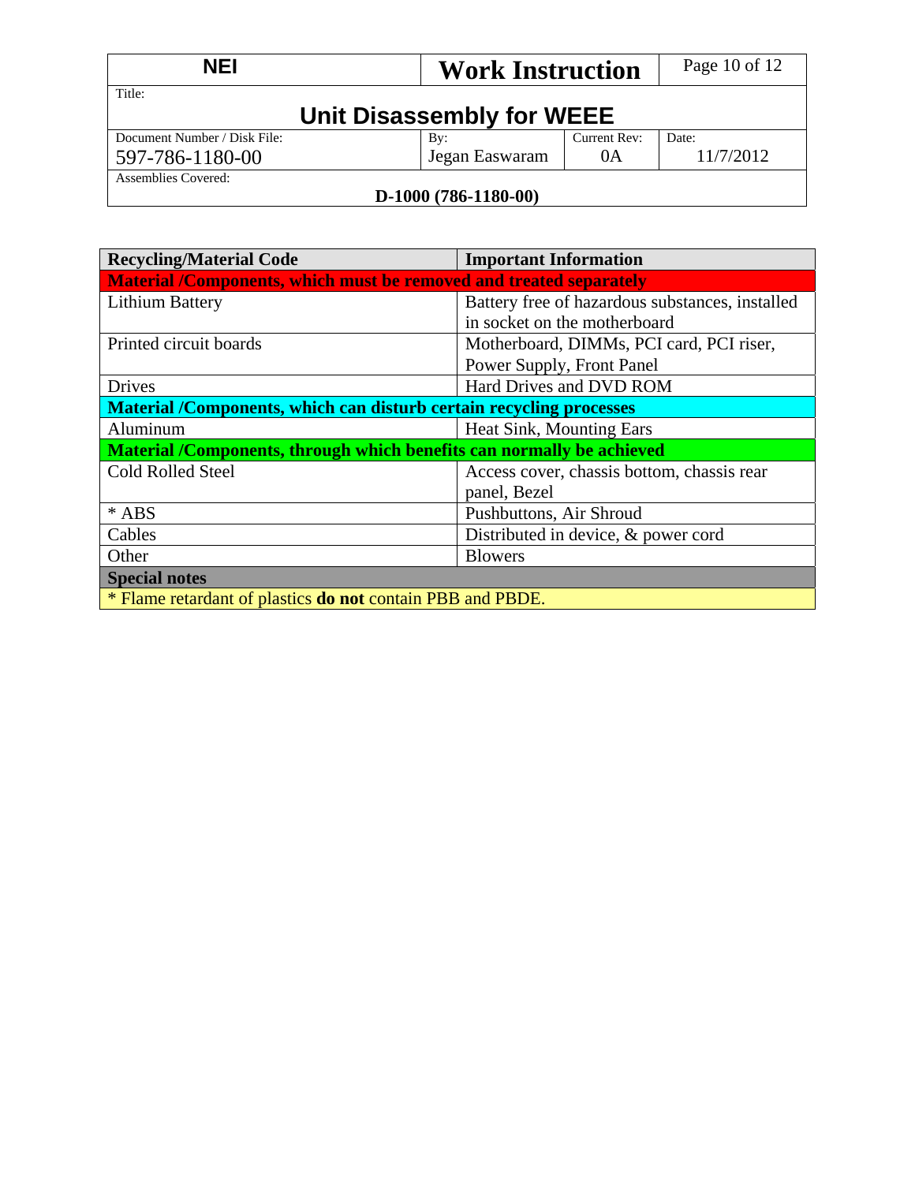| NEI | Work Instruction | |
|---|---|---|
| Title: **Unit Disassembly for WEEE** | | |
| Document Number / Disk File: 597-786-1180-00 | By: Jegan Easwaram | Current Rev: 0A | Date: 11/7/2012 |
| Assemblies Covered: **D-1000 (786-1180-00)** | | |

| Recycling/Material Code | Important Information |
|---|---|
| **Material /Components, which must be removed and treated separately** | |
| Lithium Battery | Battery free of hazardous substances, installed in socket on the motherboard |
| Printed circuit boards | Motherboard, DIMMs, PCI card, PCI riser, Power Supply, Front Panel |
| Drives | Hard Drives and DVD ROM |
| **Material /Components, which can disturb certain recycling processes** | |
| Aluminum | Heat Sink, Mounting Ears |
| **Material /Components, through which benefits can normally be achieved** | |
| Cold Rolled Steel | Access cover, chassis bottom, chassis rear panel, Bezel |
| * ABS | Pushbuttons, Air Shroud |
| Cables | Distributed in device, & power cord |
| Other | Blowers |
| **Special notes** | |
| * Flame retardant of plastics **do not** contain PBB and PBDE. | |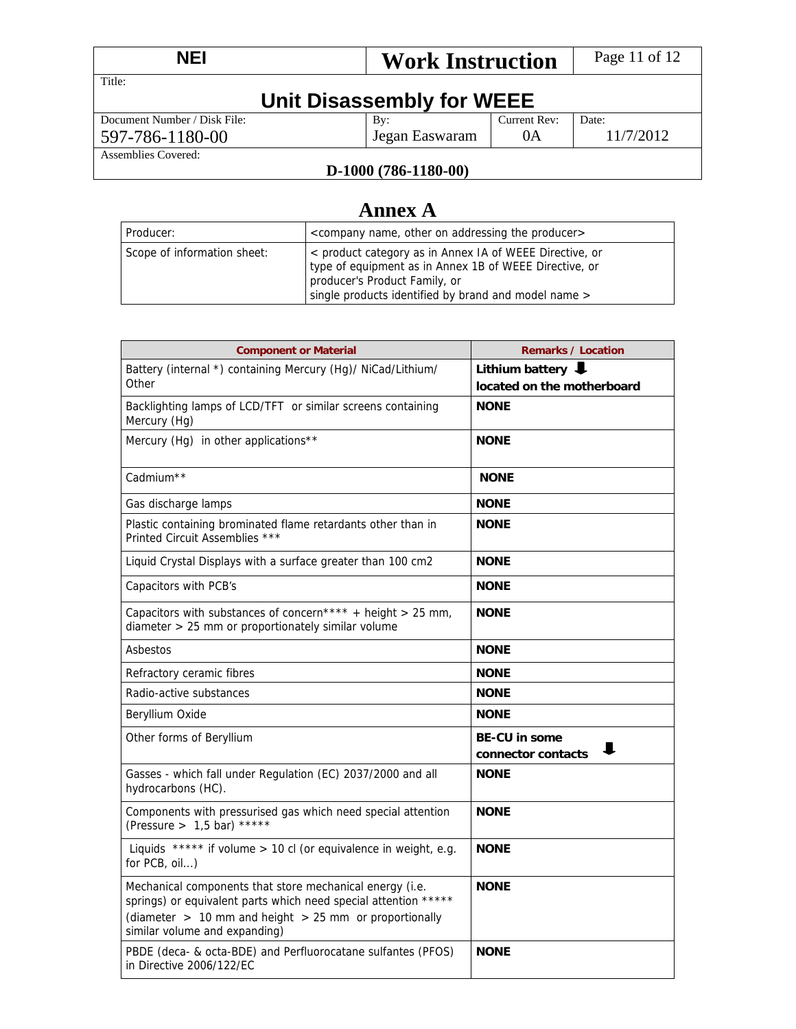| NEI | Work Instruction | | |
|---|---|---|---|
| Title: **Unit Disassembly for WEEE** | | | |
| Document Number / Disk File: 597-786-1180-00 | By: Jegan Easwaram | Current Rev: 0A | Date: 11/7/2012 |
| Assemblies Covered: **D-1000 (786-1180-00)** | | | |

# Annex A

| Producer: | <company name, other on addressing the producer> |
|---|---|
| Scope of information sheet: | < product category as in Annex IA of WEEE Directive, or type of equipment as in Annex 1B of WEEE Directive, or producer's Product Family, or single products identified by brand and model name > |

| Component or Material | Remarks / Location |
|---|---|
| Battery (internal *) containing Mercury (Hg)/ NiCad/Lithium/ Other | **Lithium battery ⬇ located on the motherboard** |
| Backlighting lamps of LCD/TFT or similar screens containing Mercury (Hg) | **NONE** |
| Mercury (Hg) in other applications** | **NONE** |
| Cadmium** | **NONE** |
| Gas discharge lamps | **NONE** |
| Plastic containing brominated flame retardants other than in Printed Circuit Assemblies *** | **NONE** |
| Liquid Crystal Displays with a surface greater than 100 cm2 | **NONE** |
| Capacitors with PCB's | **NONE** |
| Capacitors with substances of concern**** + height > 25 mm, diameter > 25 mm or proportionately similar volume | **NONE** |
| Asbestos | **NONE** |
| Refractory ceramic fibres | **NONE** |
| Radio-active substances | **NONE** |
| Beryllium Oxide | **NONE** |
| Other forms of Beryllium | **BE-CU in some connector contacts ⬇** |
| Gasses - which fall under Regulation (EC) 2037/2000 and all hydrocarbons (HC). | **NONE** |
| Components with pressurised gas which need special attention (Pressure > 1,5 bar) ***** | **NONE** |
| Liquids ***** if volume > 10 cl (or equivalence in weight, e.g. for PCB, oil…) | **NONE** |
| Mechanical components that store mechanical energy (i.e. springs) or equivalent parts which need special attention ***** (diameter > 10 mm and height > 25 mm or proportionally similar volume and expanding) | **NONE** |
| PBDE (deca- & octa-BDE) and Perfluorocatane sulfantes (PFOS) in Directive 2006/122/EC | **NONE** |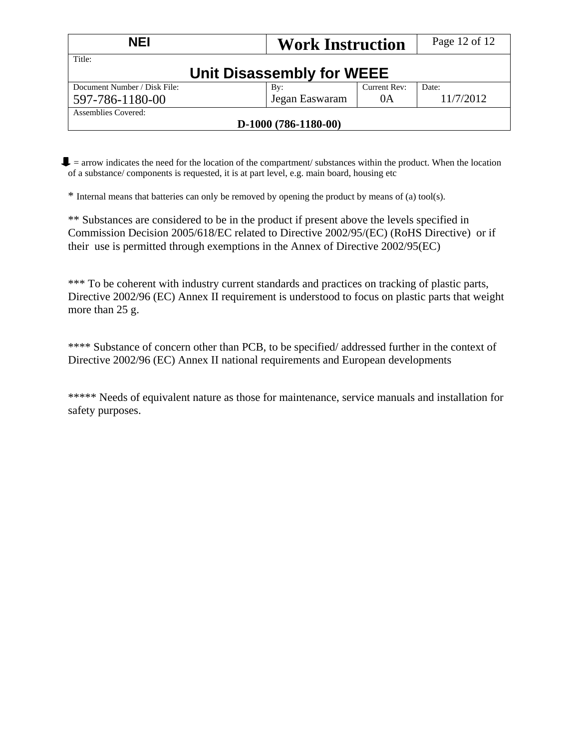⬇ = arrow indicates the need for the location of the compartment/ substances within the product. When the location of a substance/ components is requested, it is at part level, e.g. main board, housing etc

* Internal means that batteries can only be removed by opening the product by means of (a) tool(s).

** Substances are considered to be in the product if present above the levels specified in Commission Decision 2005/618/EC related to Directive 2002/95/(EC) (RoHS Directive) or if their use is permitted through exemptions in the Annex of Directive 2002/95(EC)

*** To be coherent with industry current standards and practices on tracking of plastic parts, Directive 2002/96 (EC) Annex II requirement is understood to focus on plastic parts that weight more than 25 g.

**** Substance of concern other than PCB, to be specified/ addressed further in the context of Directive 2002/96 (EC) Annex II national requirements and European developments

***** Needs of equivalent nature as those for maintenance, service manuals and installation for safety purposes.